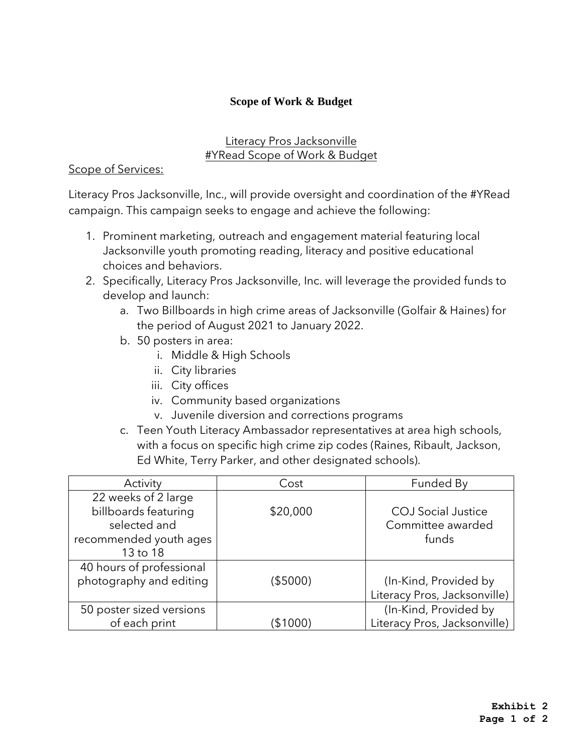# Scope of Work & Budget

Literacy Pros Jacksonville
#YRead Scope of Work & Budget

Scope of Services:

Literacy Pros Jacksonville, Inc., will provide oversight and coordination of the #YRead campaign. This campaign seeks to engage and achieve the following:

1. Prominent marketing, outreach and engagement material featuring local Jacksonville youth promoting reading, literacy and positive educational choices and behaviors.
2. Specifically, Literacy Pros Jacksonville, Inc. will leverage the provided funds to develop and launch:
   a. Two Billboards in high crime areas of Jacksonville (Golfair & Haines) for the period of August 2021 to January 2022.
   b. 50 posters in area:
      i. Middle & High Schools
      ii. City libraries
      iii. City offices
      iv. Community based organizations
      v. Juvenile diversion and corrections programs
   c. Teen Youth Literacy Ambassador representatives at area high schools, with a focus on specific high crime zip codes (Raines, Ribault, Jackson, Ed White, Terry Parker, and other designated schools).

| Activity | Cost | Funded By |
| --- | --- | --- |
| 22 weeks of 2 large billboards featuring selected and recommended youth ages 13 to 18 | $20,000 | COJ Social Justice Committee awarded funds |
| 40 hours of professional photography and editing | ($5000) | (In-Kind, Provided by Literacy Pros, Jacksonville) |
| 50 poster sized versions of each print | ($1000) | (In-Kind, Provided by Literacy Pros, Jacksonville) |

**Exhibit 2**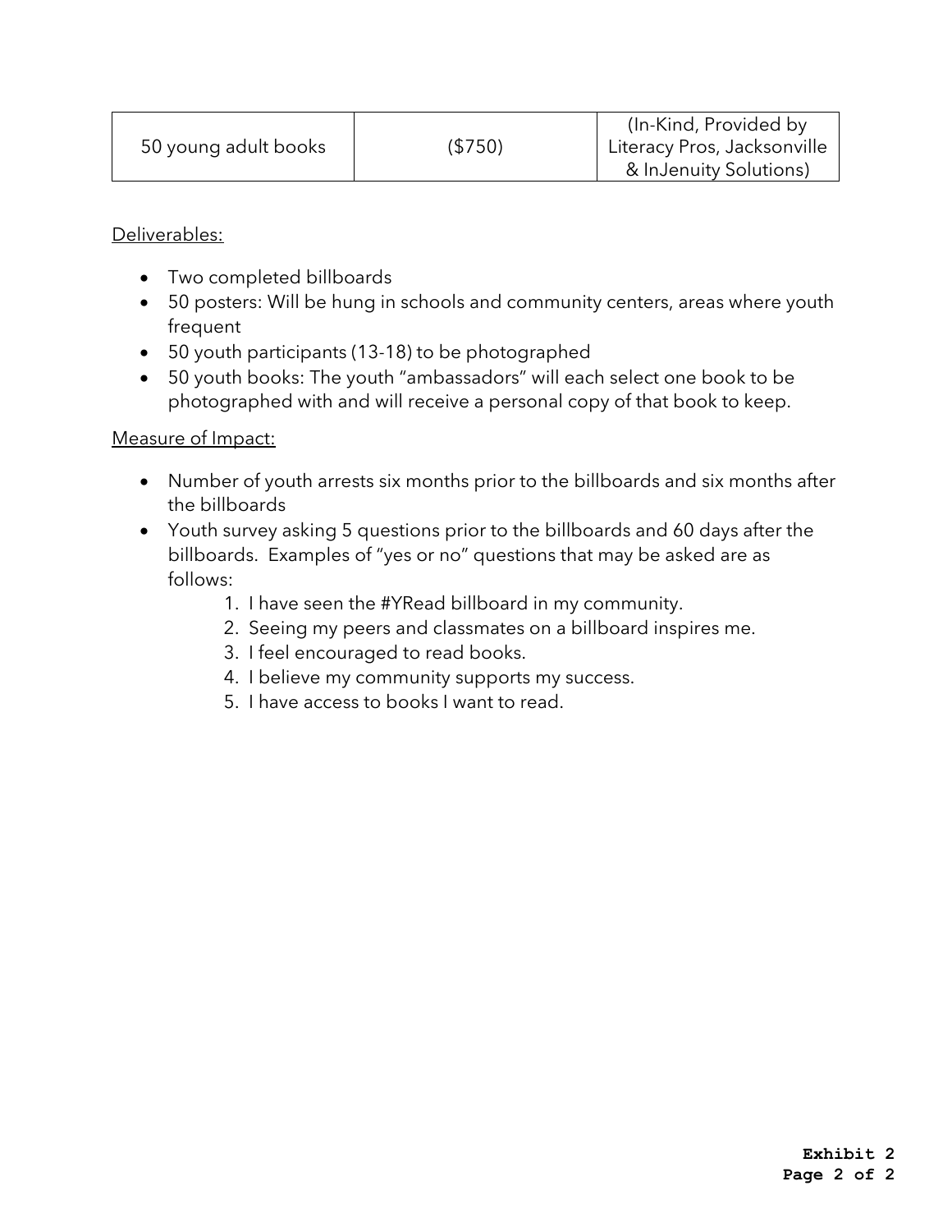| | | |
|---|---|---|
| 50 young adult books | ($750) | (In-Kind, Provided by Literacy Pros, Jacksonville & InJenuity Solutions) |

Deliverables:

- Two completed billboards
- 50 posters: Will be hung in schools and community centers, areas where youth frequent
- 50 youth participants (13-18) to be photographed
- 50 youth books: The youth "ambassadors" will each select one book to be photographed with and will receive a personal copy of that book to keep.

Measure of Impact:

- Number of youth arrests six months prior to the billboards and six months after the billboards
- Youth survey asking 5 questions prior to the billboards and 60 days after the billboards. Examples of "yes or no" questions that may be asked are as follows:
    1. I have seen the #YRead billboard in my community.
    2. Seeing my peers and classmates on a billboard inspires me.
    3. I feel encouraged to read books.
    4. I believe my community supports my success.
    5. I have access to books I want to read.

**Exhibit 2**